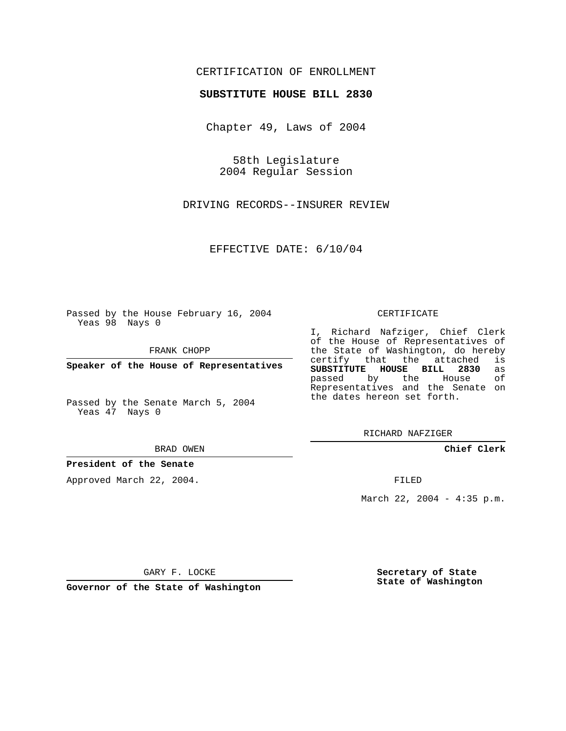CERTIFICATION OF ENROLLMENT

**SUBSTITUTE HOUSE BILL 2830**

Chapter 49, Laws of 2004

58th Legislature
2004 Regular Session

DRIVING RECORDS--INSURER REVIEW

EFFECTIVE DATE: 6/10/04

Passed by the House February 16, 2004
Yeas 98 Nays 0

FRANK CHOPP

**Speaker of the House of Representatives**

Passed by the Senate March 5, 2004
Yeas 47 Nays 0

BRAD OWEN

**President of the Senate**

Approved March 22, 2004.

GARY F. LOCKE

**Governor of the State of Washington**

CERTIFICATE

I, Richard Nafziger, Chief Clerk of the House of Representatives of the State of Washington, do hereby certify that the attached is **SUBSTITUTE HOUSE BILL 2830** as passed by the House of Representatives and the Senate on the dates hereon set forth.

RICHARD NAFZIGER

**Chief Clerk**

FILED

March 22, 2004 - 4:35 p.m.

**Secretary of State**
**State of Washington**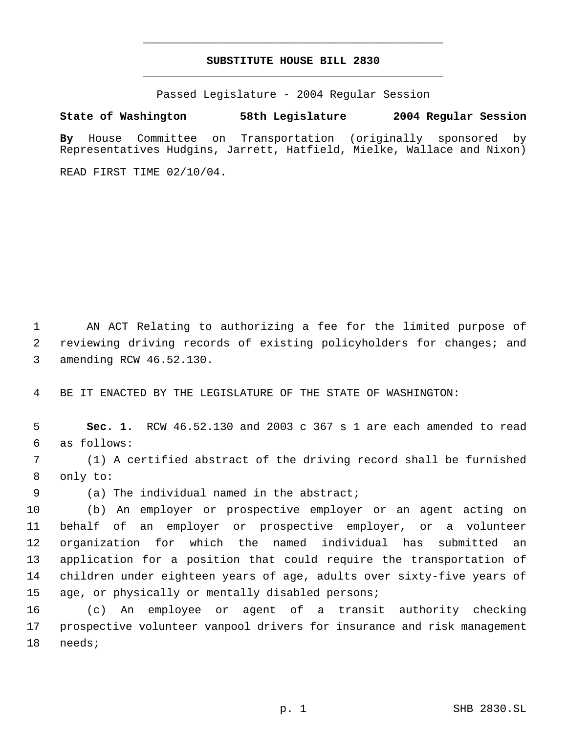# SUBSTITUTE HOUSE BILL 2830

Passed Legislature - 2004 Regular Session

**State of Washington 58th Legislature 2004 Regular Session**

**By** House Committee on Transportation (originally sponsored by Representatives Hudgins, Jarrett, Hatfield, Mielke, Wallace and Nixon)

READ FIRST TIME 02/10/04.

AN ACT Relating to authorizing a fee for the limited purpose of reviewing driving records of existing policyholders for changes; and amending RCW 46.52.130.

BE IT ENACTED BY THE LEGISLATURE OF THE STATE OF WASHINGTON:

**Sec. 1.** RCW 46.52.130 and 2003 c 367 s 1 are each amended to read as follows:

(1) A certified abstract of the driving record shall be furnished only to:

(a) The individual named in the abstract;

(b) An employer or prospective employer or an agent acting on behalf of an employer or prospective employer, or a volunteer organization for which the named individual has submitted an application for a position that could require the transportation of children under eighteen years of age, adults over sixty-five years of age, or physically or mentally disabled persons;

(c) An employee or agent of a transit authority checking prospective volunteer vanpool drivers for insurance and risk management needs;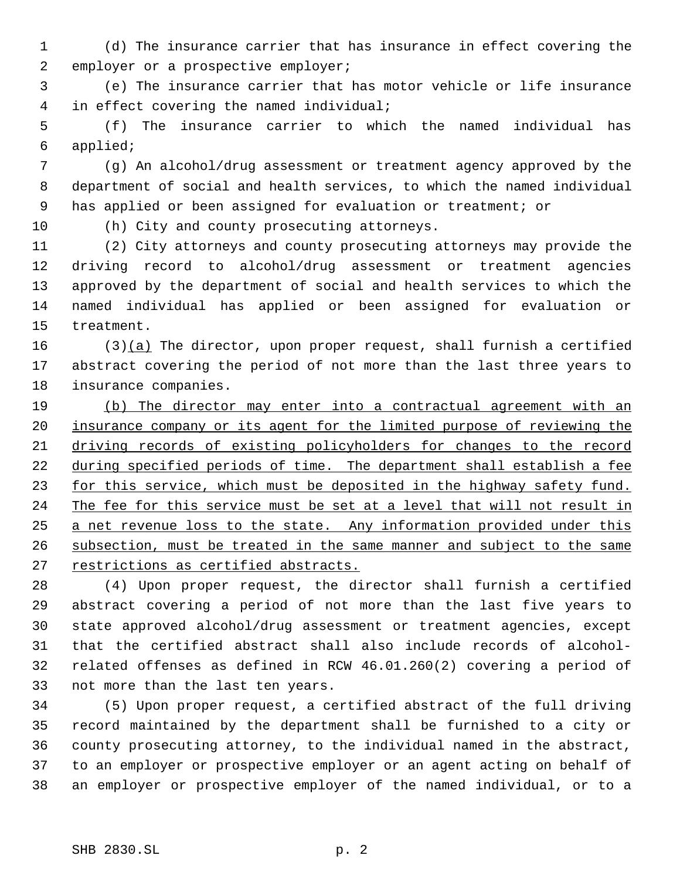(d) The insurance carrier that has insurance in effect covering the employer or a prospective employer;

(e) The insurance carrier that has motor vehicle or life insurance in effect covering the named individual;

(f) The insurance carrier to which the named individual has applied;

(g) An alcohol/drug assessment or treatment agency approved by the department of social and health services, to which the named individual has applied or been assigned for evaluation or treatment; or

(h) City and county prosecuting attorneys.

(2) City attorneys and county prosecuting attorneys may provide the driving record to alcohol/drug assessment or treatment agencies approved by the department of social and health services to which the named individual has applied or been assigned for evaluation or treatment.

(3)<u>(a)</u> The director, upon proper request, shall furnish a certified abstract covering the period of not more than the last three years to insurance companies.

<u>(b) The director may enter into a contractual agreement with an insurance company or its agent for the limited purpose of reviewing the driving records of existing policyholders for changes to the record during specified periods of time. The department shall establish a fee for this service, which must be deposited in the highway safety fund. The fee for this service must be set at a level that will not result in a net revenue loss to the state. Any information provided under this subsection, must be treated in the same manner and subject to the same restrictions as certified abstracts.</u>

(4) Upon proper request, the director shall furnish a certified abstract covering a period of not more than the last five years to state approved alcohol/drug assessment or treatment agencies, except that the certified abstract shall also include records of alcohol-related offenses as defined in RCW 46.01.260(2) covering a period of not more than the last ten years.

(5) Upon proper request, a certified abstract of the full driving record maintained by the department shall be furnished to a city or county prosecuting attorney, to the individual named in the abstract, to an employer or prospective employer or an agent acting on behalf of an employer or prospective employer of the named individual, or to a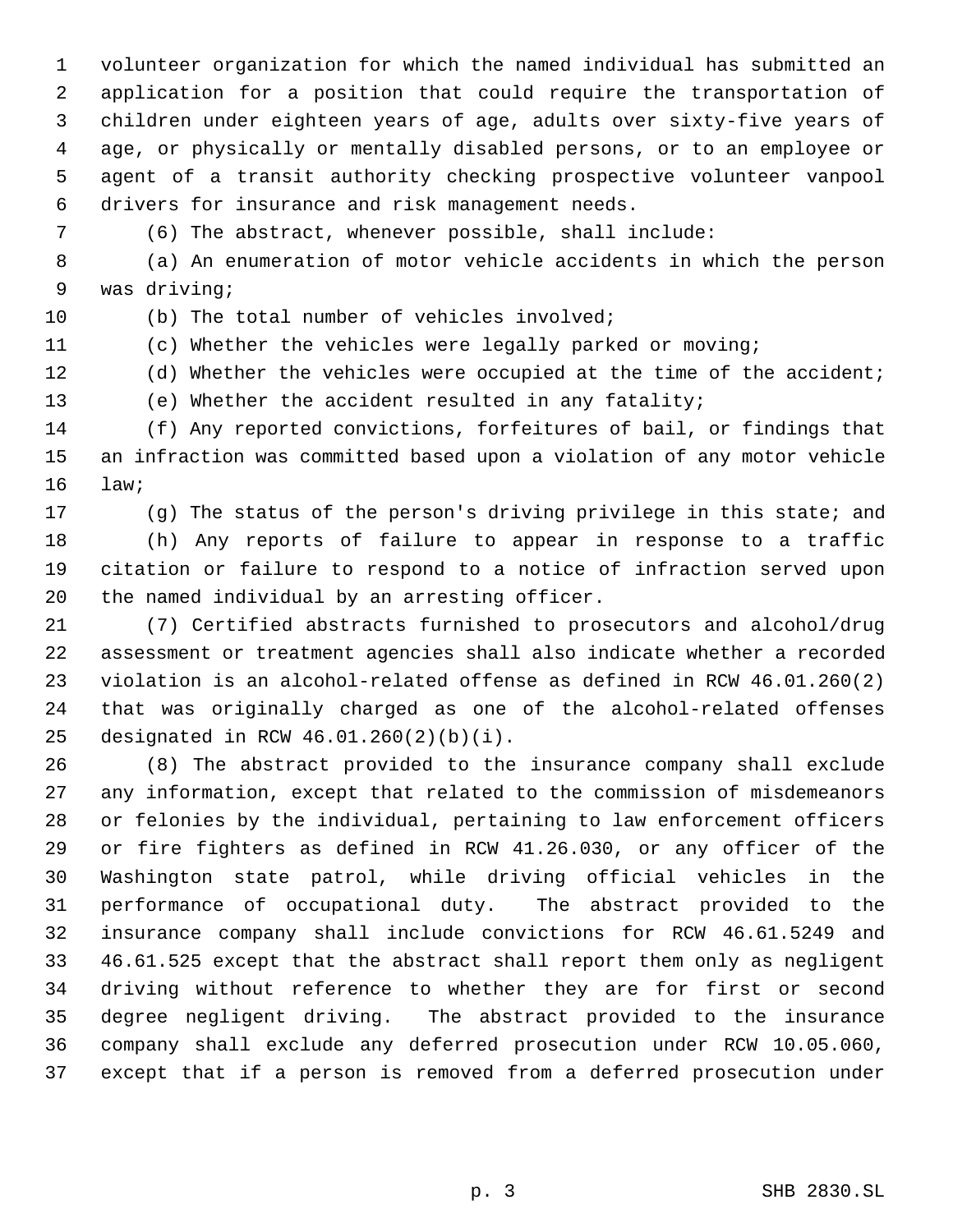volunteer organization for which the named individual has submitted an application for a position that could require the transportation of children under eighteen years of age, adults over sixty-five years of age, or physically or mentally disabled persons, or to an employee or agent of a transit authority checking prospective volunteer vanpool drivers for insurance and risk management needs.

(6) The abstract, whenever possible, shall include:

(a) An enumeration of motor vehicle accidents in which the person was driving;

(b) The total number of vehicles involved;

(c) Whether the vehicles were legally parked or moving;

(d) Whether the vehicles were occupied at the time of the accident;

(e) Whether the accident resulted in any fatality;

(f) Any reported convictions, forfeitures of bail, or findings that an infraction was committed based upon a violation of any motor vehicle law;

(g) The status of the person's driving privilege in this state; and

(h) Any reports of failure to appear in response to a traffic citation or failure to respond to a notice of infraction served upon the named individual by an arresting officer.

(7) Certified abstracts furnished to prosecutors and alcohol/drug assessment or treatment agencies shall also indicate whether a recorded violation is an alcohol-related offense as defined in RCW 46.01.260(2) that was originally charged as one of the alcohol-related offenses designated in RCW 46.01.260(2)(b)(i).

(8) The abstract provided to the insurance company shall exclude any information, except that related to the commission of misdemeanors or felonies by the individual, pertaining to law enforcement officers or fire fighters as defined in RCW 41.26.030, or any officer of the Washington state patrol, while driving official vehicles in the performance of occupational duty. The abstract provided to the insurance company shall include convictions for RCW 46.61.5249 and 46.61.525 except that the abstract shall report them only as negligent driving without reference to whether they are for first or second degree negligent driving. The abstract provided to the insurance company shall exclude any deferred prosecution under RCW 10.05.060, except that if a person is removed from a deferred prosecution under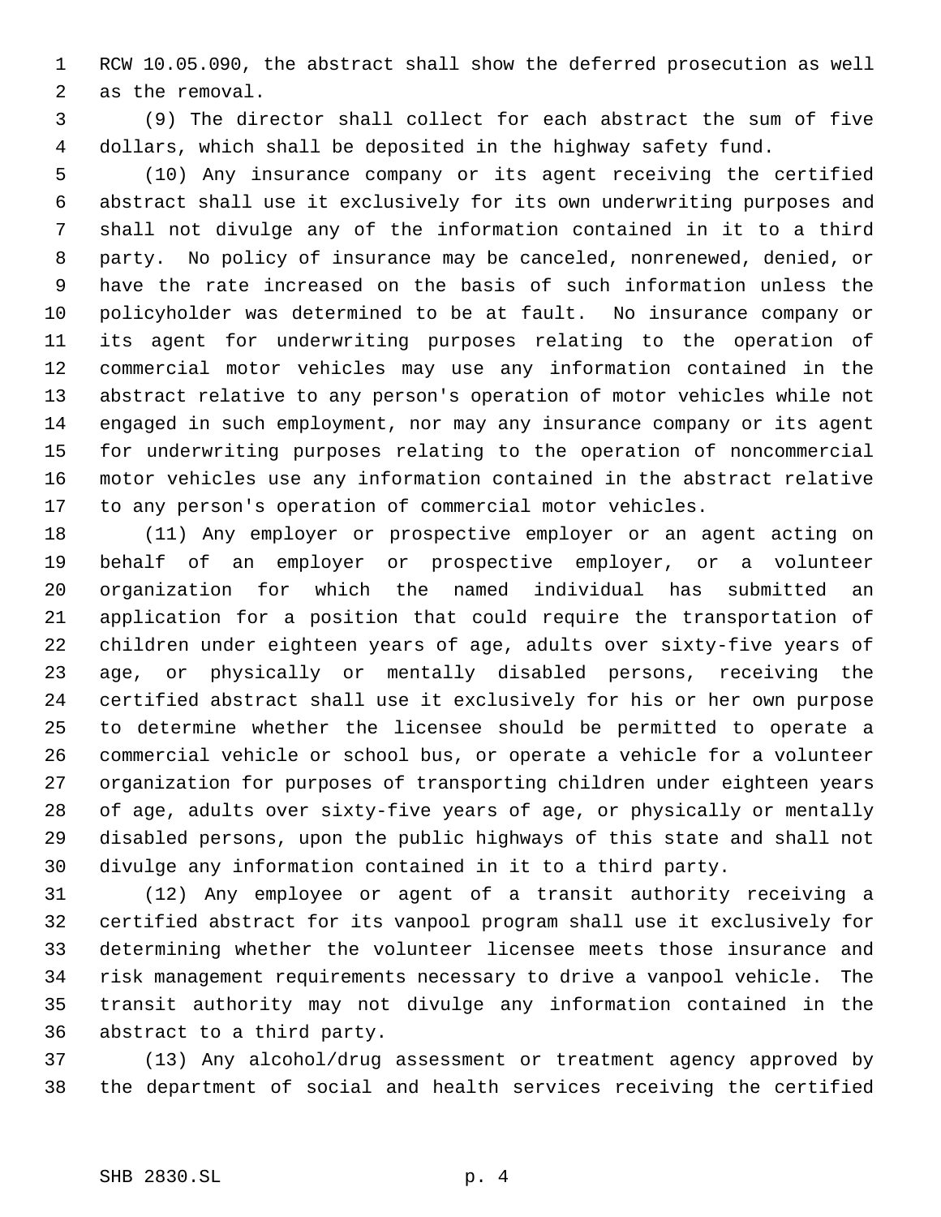RCW 10.05.090, the abstract shall show the deferred prosecution as well as the removal.

(9) The director shall collect for each abstract the sum of five dollars, which shall be deposited in the highway safety fund.

(10) Any insurance company or its agent receiving the certified abstract shall use it exclusively for its own underwriting purposes and shall not divulge any of the information contained in it to a third party. No policy of insurance may be canceled, nonrenewed, denied, or have the rate increased on the basis of such information unless the policyholder was determined to be at fault. No insurance company or its agent for underwriting purposes relating to the operation of commercial motor vehicles may use any information contained in the abstract relative to any person's operation of motor vehicles while not engaged in such employment, nor may any insurance company or its agent for underwriting purposes relating to the operation of noncommercial motor vehicles use any information contained in the abstract relative to any person's operation of commercial motor vehicles.

(11) Any employer or prospective employer or an agent acting on behalf of an employer or prospective employer, or a volunteer organization for which the named individual has submitted an application for a position that could require the transportation of children under eighteen years of age, adults over sixty-five years of age, or physically or mentally disabled persons, receiving the certified abstract shall use it exclusively for his or her own purpose to determine whether the licensee should be permitted to operate a commercial vehicle or school bus, or operate a vehicle for a volunteer organization for purposes of transporting children under eighteen years of age, adults over sixty-five years of age, or physically or mentally disabled persons, upon the public highways of this state and shall not divulge any information contained in it to a third party.

(12) Any employee or agent of a transit authority receiving a certified abstract for its vanpool program shall use it exclusively for determining whether the volunteer licensee meets those insurance and risk management requirements necessary to drive a vanpool vehicle. The transit authority may not divulge any information contained in the abstract to a third party.

(13) Any alcohol/drug assessment or treatment agency approved by the department of social and health services receiving the certified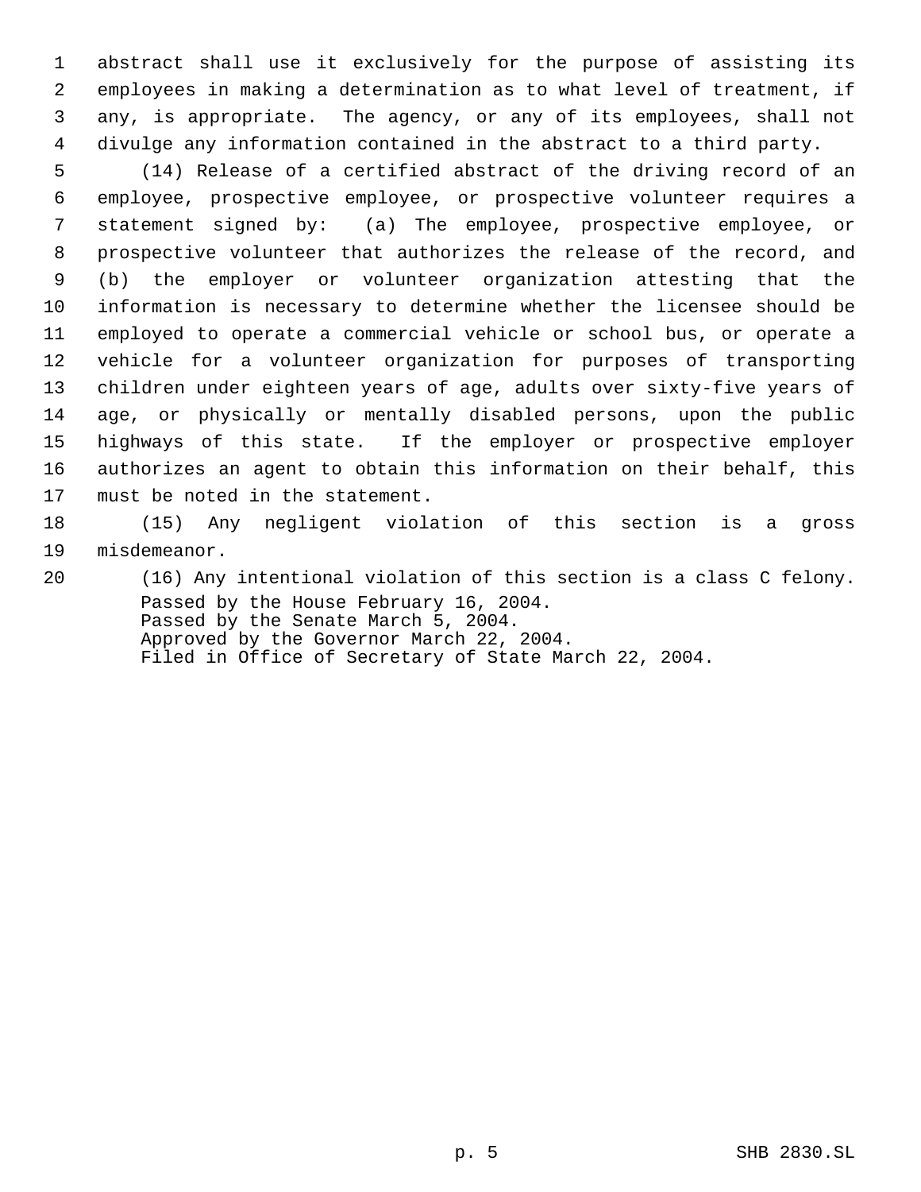abstract shall use it exclusively for the purpose of assisting its employees in making a determination as to what level of treatment, if any, is appropriate. The agency, or any of its employees, shall not divulge any information contained in the abstract to a third party.

(14) Release of a certified abstract of the driving record of an employee, prospective employee, or prospective volunteer requires a statement signed by: (a) The employee, prospective employee, or prospective volunteer that authorizes the release of the record, and (b) the employer or volunteer organization attesting that the information is necessary to determine whether the licensee should be employed to operate a commercial vehicle or school bus, or operate a vehicle for a volunteer organization for purposes of transporting children under eighteen years of age, adults over sixty-five years of age, or physically or mentally disabled persons, upon the public highways of this state. If the employer or prospective employer authorizes an agent to obtain this information on their behalf, this must be noted in the statement.

(15) Any negligent violation of this section is a gross misdemeanor.

(16) Any intentional violation of this section is a class C felony.

Passed by the House February 16, 2004.
Passed by the Senate March 5, 2004.
Approved by the Governor March 22, 2004.
Filed in Office of Secretary of State March 22, 2004.